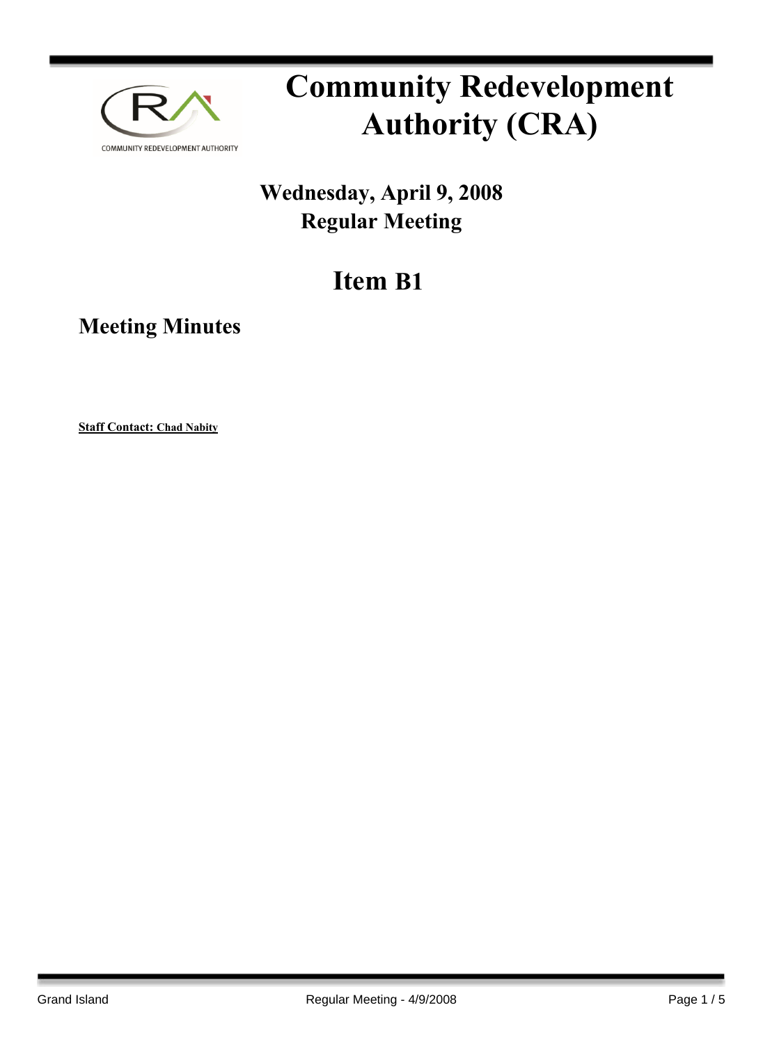# Community Redevelopment Authority (CRA)

## Wednesday, April 9, 2008
## Regular Meeting

# Item B1

## Meeting Minutes

**Staff Contact: Chad Nabity**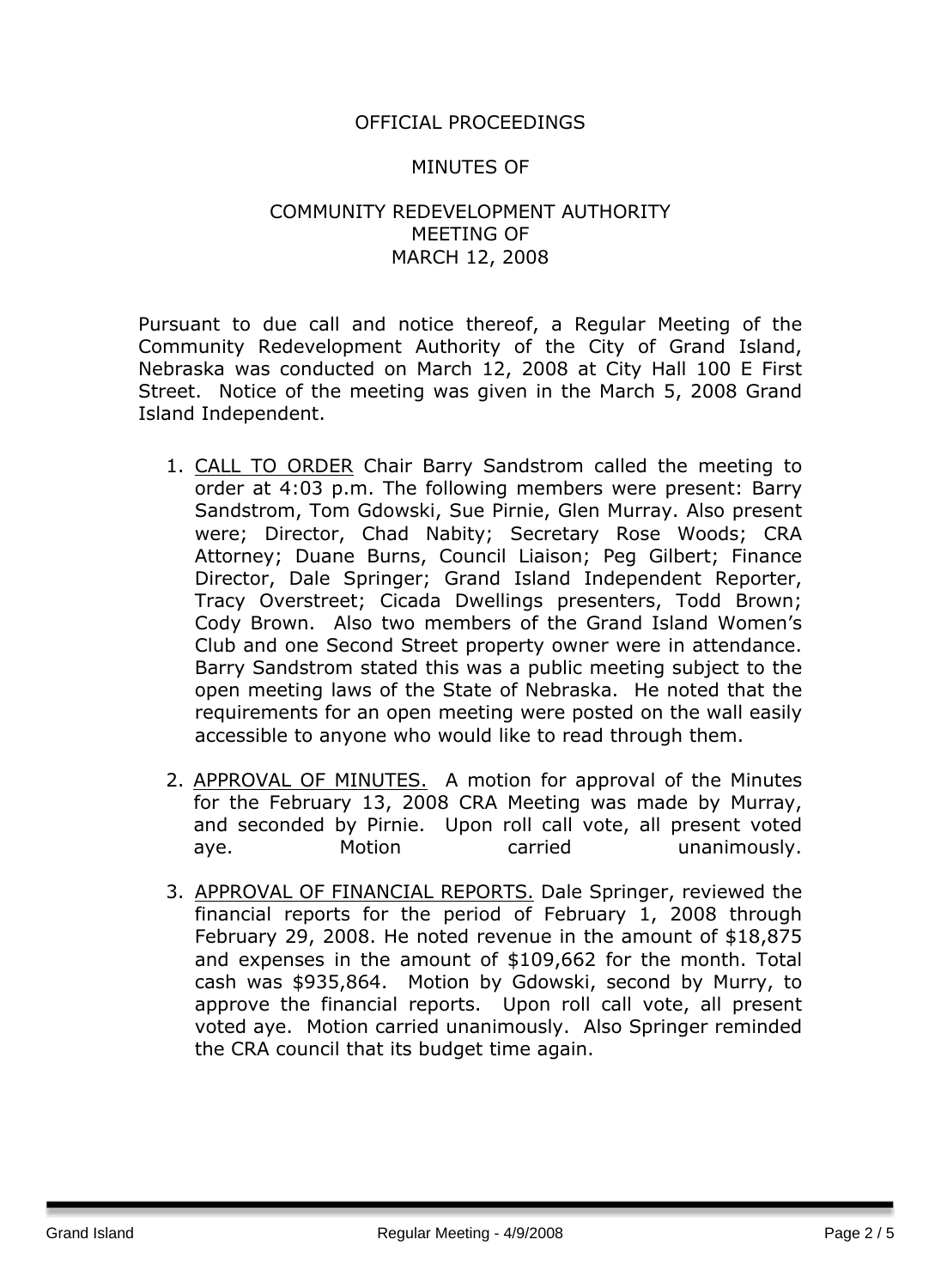OFFICIAL PROCEEDINGS

MINUTES OF

COMMUNITY REDEVELOPMENT AUTHORITY
MEETING OF
MARCH 12, 2008

Pursuant to due call and notice thereof, a Regular Meeting of the Community Redevelopment Authority of the City of Grand Island, Nebraska was conducted on March 12, 2008 at City Hall 100 E First Street. Notice of the meeting was given in the March 5, 2008 Grand Island Independent.

1. CALL TO ORDER Chair Barry Sandstrom called the meeting to order at 4:03 p.m. The following members were present: Barry Sandstrom, Tom Gdowski, Sue Pirnie, Glen Murray. Also present were; Director, Chad Nabity; Secretary Rose Woods; CRA Attorney; Duane Burns, Council Liaison; Peg Gilbert; Finance Director, Dale Springer; Grand Island Independent Reporter, Tracy Overstreet; Cicada Dwellings presenters, Todd Brown; Cody Brown. Also two members of the Grand Island Women's Club and one Second Street property owner were in attendance. Barry Sandstrom stated this was a public meeting subject to the open meeting laws of the State of Nebraska. He noted that the requirements for an open meeting were posted on the wall easily accessible to anyone who would like to read through them.

2. APPROVAL OF MINUTES. A motion for approval of the Minutes for the February 13, 2008 CRA Meeting was made by Murray, and seconded by Pirnie. Upon roll call vote, all present voted aye. Motion carried unanimously.

3. APPROVAL OF FINANCIAL REPORTS. Dale Springer, reviewed the financial reports for the period of February 1, 2008 through February 29, 2008. He noted revenue in the amount of $18,875 and expenses in the amount of $109,662 for the month. Total cash was $935,864. Motion by Gdowski, second by Murry, to approve the financial reports. Upon roll call vote, all present voted aye. Motion carried unanimously. Also Springer reminded the CRA council that its budget time again.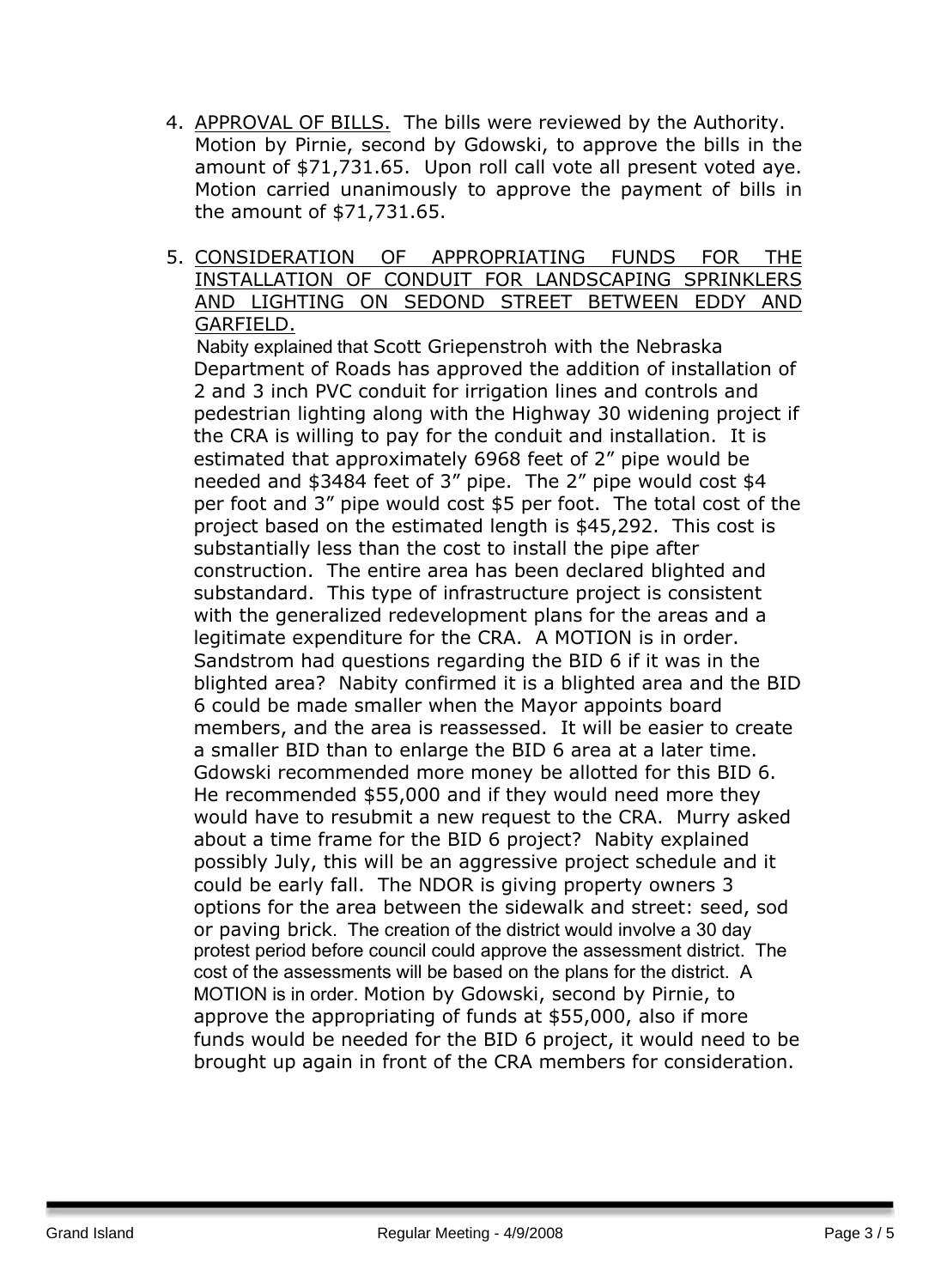4. <u>APPROVAL OF BILLS.</u> The bills were reviewed by the Authority. Motion by Pirnie, second by Gdowski, to approve the bills in the amount of $71,731.65. Upon roll call vote all present voted aye. Motion carried unanimously to approve the payment of bills in the amount of $71,731.65.

5. <u>CONSIDERATION OF APPROPRIATING FUNDS FOR THE INSTALLATION OF CONDUIT FOR LANDSCAPING SPRINKLERS AND LIGHTING ON SEDOND STREET BETWEEN EDDY AND GARFIELD.</u>
   Nabity explained that Scott Griepenstroh with the Nebraska Department of Roads has approved the addition of installation of 2 and 3 inch PVC conduit for irrigation lines and controls and pedestrian lighting along with the Highway 30 widening project if the CRA is willing to pay for the conduit and installation. It is estimated that approximately 6968 feet of 2" pipe would be needed and $3484 feet of 3" pipe. The 2" pipe would cost $4 per foot and 3" pipe would cost $5 per foot. The total cost of the project based on the estimated length is $45,292. This cost is substantially less than the cost to install the pipe after construction. The entire area has been declared blighted and substandard. This type of infrastructure project is consistent with the generalized redevelopment plans for the areas and a legitimate expenditure for the CRA. A MOTION is in order. Sandstrom had questions regarding the BID 6 if it was in the blighted area? Nabity confirmed it is a blighted area and the BID 6 could be made smaller when the Mayor appoints board members, and the area is reassessed. It will be easier to create a smaller BID than to enlarge the BID 6 area at a later time. Gdowski recommended more money be allotted for this BID 6. He recommended $55,000 and if they would need more they would have to resubmit a new request to the CRA. Murry asked about a time frame for the BID 6 project? Nabity explained possibly July, this will be an aggressive project schedule and it could be early fall. The NDOR is giving property owners 3 options for the area between the sidewalk and street: seed, sod or paving brick. The creation of the district would involve a 30 day protest period before council could approve the assessment district. The cost of the assessments will be based on the plans for the district. A MOTION is in order. Motion by Gdowski, second by Pirnie, to approve the appropriating of funds at $55,000, also if more funds would be needed for the BID 6 project, it would need to be brought up again in front of the CRA members for consideration.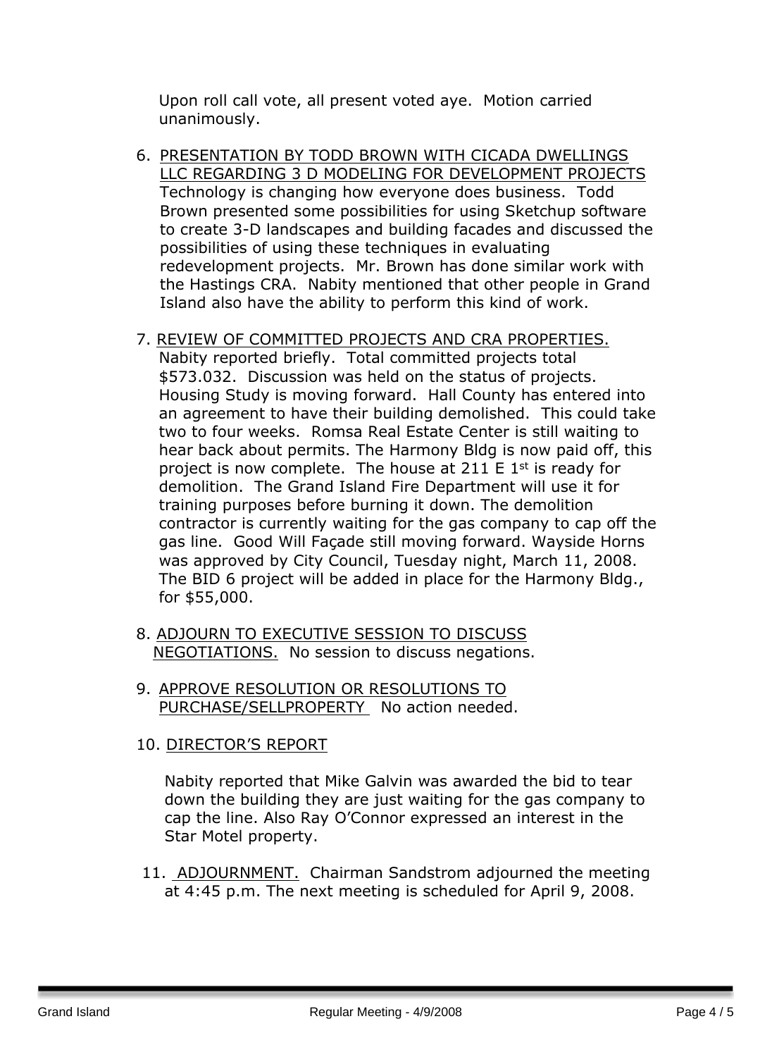Upon roll call vote, all present voted aye. Motion carried unanimously.

6. PRESENTATION BY TODD BROWN WITH CICADA DWELLINGS LLC REGARDING 3 D MODELING FOR DEVELOPMENT PROJECTS
   Technology is changing how everyone does business. Todd Brown presented some possibilities for using Sketchup software to create 3-D landscapes and building facades and discussed the possibilities of using these techniques in evaluating redevelopment projects. Mr. Brown has done similar work with the Hastings CRA. Nabity mentioned that other people in Grand Island also have the ability to perform this kind of work.

7. REVIEW OF COMMITTED PROJECTS AND CRA PROPERTIES.
   Nabity reported briefly. Total committed projects total $573.032. Discussion was held on the status of projects. Housing Study is moving forward. Hall County has entered into an agreement to have their building demolished. This could take two to four weeks. Romsa Real Estate Center is still waiting to hear back about permits. The Harmony Bldg is now paid off, this project is now complete. The house at 211 E 1st is ready for demolition. The Grand Island Fire Department will use it for training purposes before burning it down. The demolition contractor is currently waiting for the gas company to cap off the gas line. Good Will Façade still moving forward. Wayside Horns was approved by City Council, Tuesday night, March 11, 2008. The BID 6 project will be added in place for the Harmony Bldg., for $55,000.

8. ADJOURN TO EXECUTIVE SESSION TO DISCUSS NEGOTIATIONS. No session to discuss negations.

9. APPROVE RESOLUTION OR RESOLUTIONS TO PURCHASE/SELLPROPERTY No action needed.

10. DIRECTOR'S REPORT

    Nabity reported that Mike Galvin was awarded the bid to tear down the building they are just waiting for the gas company to cap the line. Also Ray O'Connor expressed an interest in the Star Motel property.

11. ADJOURNMENT. Chairman Sandstrom adjourned the meeting at 4:45 p.m. The next meeting is scheduled for April 9, 2008.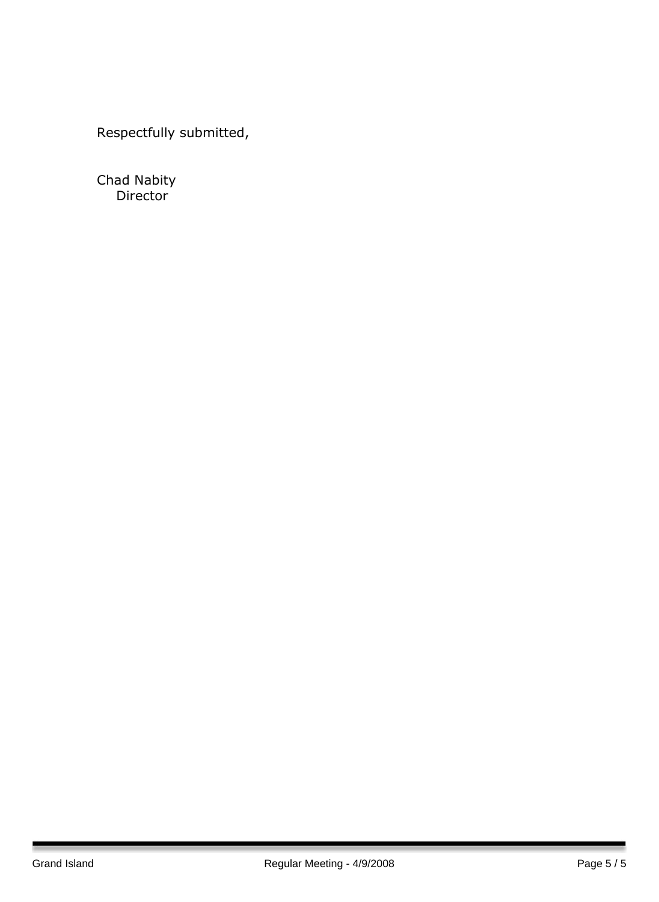Respectfully submitted,

Chad Nabity
Director